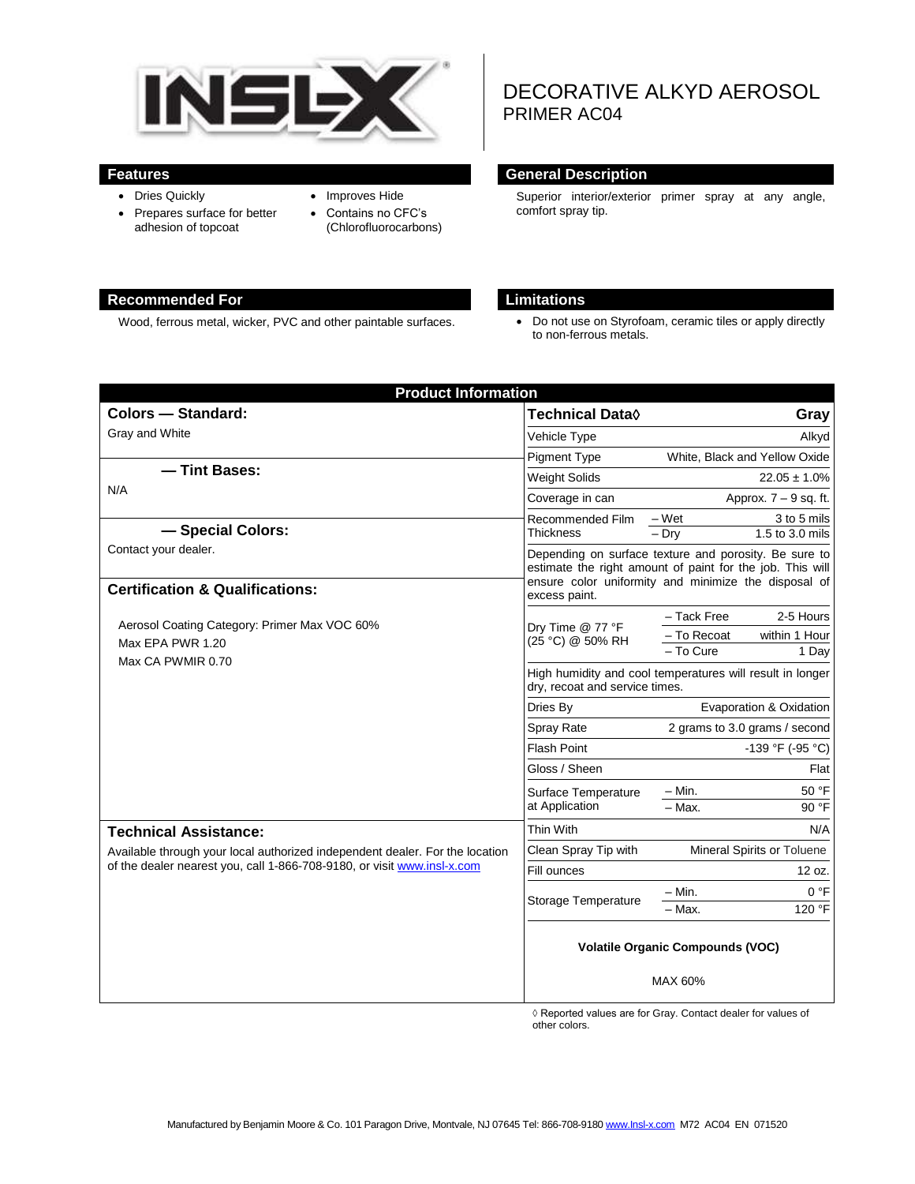INSL-X

# DECORATIVE ALKYD AEROSOL PRIMER AC04

## Features

- Dries Quickly
- Prepares surface for better adhesion of topcoat
- Improves Hide
- Contains no CFC's (Chlorofluorocarbons)

## General Description

Superior interior/exterior primer spray at any angle, comfort spray tip.

## Recommended For

Wood, ferrous metal, wicker, PVC and other paintable surfaces.

## Limitations

- Do not use on Styrofoam, ceramic tiles or apply directly to non-ferrous metals.

## Product Information

### Colors — Standard:

Gray and White

### — Tint Bases:

N/A

### — Special Colors:

Contact your dealer.

### Certification & Qualifications:

Aerosol Coating Category: Primer Max VOC 60%

Max EPA PWR 1.20

Max CA PWMIR 0.70

### Technical Assistance:

Available through your local authorized independent dealer. For the location of the dealer nearest you, call 1-866-708-9180, or visit www.insl-x.com

| Technical Data◊ | | Gray |
|---|---|---|
| Vehicle Type | | Alkyd |
| Pigment Type | | White, Black and Yellow Oxide |
| Weight Solids | | 22.05 ± 1.0% |
| Coverage in can | | Approx. 7 – 9 sq. ft. |
| Recommended Film Thickness | – Wet | 3 to 5 mils |
| | – Dry | 1.5 to 3.0 mils |
| Depending on surface texture and porosity. Be sure to estimate the right amount of paint for the job. This will ensure color uniformity and minimize the disposal of excess paint. | | |
| Dry Time @ 77 °F (25 °C) @ 50% RH | – Tack Free | 2-5 Hours |
| | – To Recoat | within 1 Hour |
| | – To Cure | 1 Day |
| High humidity and cool temperatures will result in longer dry, recoat and service times. | | |
| Dries By | | Evaporation & Oxidation |
| Spray Rate | | 2 grams to 3.0 grams / second |
| Flash Point | | -139 °F (-95 °C) |
| Gloss / Sheen | | Flat |
| Surface Temperature at Application | – Min. | 50 °F |
| | – Max. | 90 °F |
| Thin With | | N/A |
| Clean Spray Tip with | | Mineral Spirits or Toluene |
| Fill ounces | | 12 oz. |
| Storage Temperature | – Min. | 0 °F |
| | – Max. | 120 °F |

**Volatile Organic Compounds (VOC)**

MAX 60%

◊ Reported values are for Gray. Contact dealer for values of other colors.

Manufactured by Benjamin Moore & Co. 101 Paragon Drive, Montvale, NJ 07645 Tel: 866-708-9180 www.Insl-x.com M72 AC04 EN 071520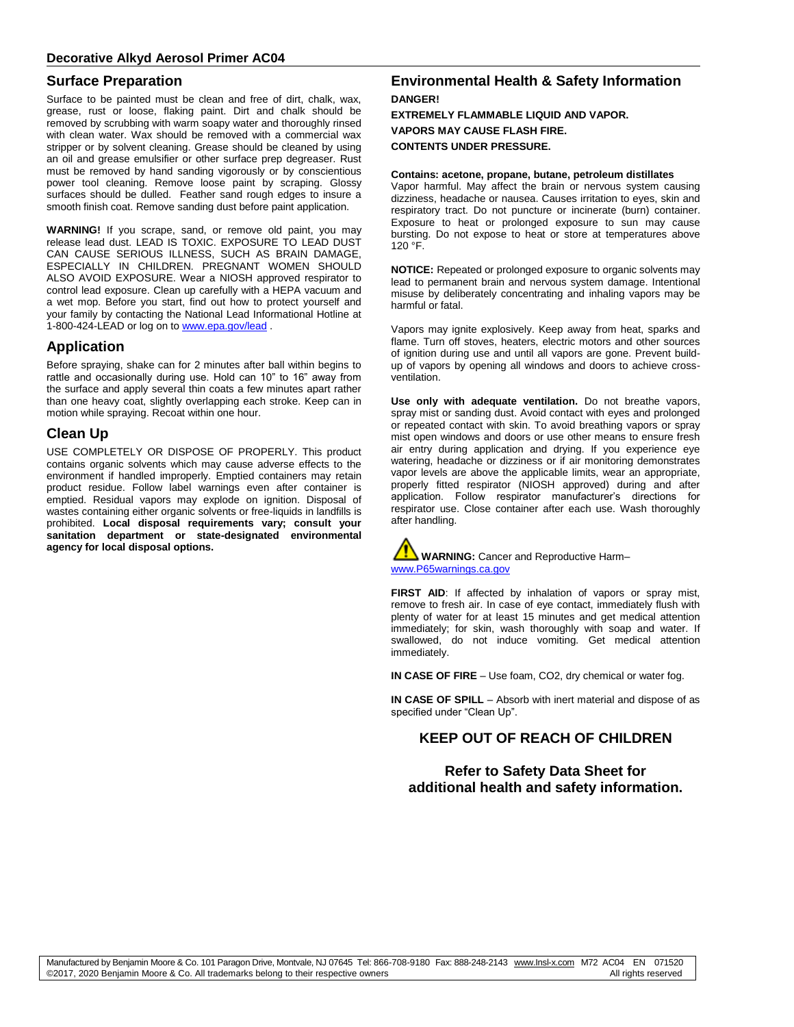**Decorative Alkyd Aerosol Primer AC04**

## Surface Preparation

Surface to be painted must be clean and free of dirt, chalk, wax, grease, rust or loose, flaking paint. Dirt and chalk should be removed by scrubbing with warm soapy water and thoroughly rinsed with clean water. Wax should be removed with a commercial wax stripper or by solvent cleaning. Grease should be cleaned by using an oil and grease emulsifier or other surface prep degreaser. Rust must be removed by hand sanding vigorously or by conscientious power tool cleaning. Remove loose paint by scraping. Glossy surfaces should be dulled. Feather sand rough edges to insure a smooth finish coat. Remove sanding dust before paint application.

**WARNING!** If you scrape, sand, or remove old paint, you may release lead dust. LEAD IS TOXIC. EXPOSURE TO LEAD DUST CAN CAUSE SERIOUS ILLNESS, SUCH AS BRAIN DAMAGE, ESPECIALLY IN CHILDREN. PREGNANT WOMEN SHOULD ALSO AVOID EXPOSURE. Wear a NIOSH approved respirator to control lead exposure. Clean up carefully with a HEPA vacuum and a wet mop. Before you start, find out how to protect yourself and your family by contacting the National Lead Informational Hotline at 1-800-424-LEAD or log on to www.epa.gov/lead .

## Application

Before spraying, shake can for 2 minutes after ball within begins to rattle and occasionally during use. Hold can 10" to 16" away from the surface and apply several thin coats a few minutes apart rather than one heavy coat, slightly overlapping each stroke. Keep can in motion while spraying. Recoat within one hour.

## Clean Up

USE COMPLETELY OR DISPOSE OF PROPERLY. This product contains organic solvents which may cause adverse effects to the environment if handled improperly. Emptied containers may retain product residue. Follow label warnings even after container is emptied. Residual vapors may explode on ignition. Disposal of wastes containing either organic solvents or free-liquids in landfills is prohibited. **Local disposal requirements vary; consult your sanitation department or state-designated environmental agency for local disposal options.**

## Environmental Health & Safety Information

**DANGER!**

**EXTREMELY FLAMMABLE LIQUID AND VAPOR.**

**VAPORS MAY CAUSE FLASH FIRE.**

**CONTENTS UNDER PRESSURE.**

**Contains: acetone, propane, butane, petroleum distillates**
Vapor harmful. May affect the brain or nervous system causing dizziness, headache or nausea. Causes irritation to eyes, skin and respiratory tract. Do not puncture or incinerate (burn) container. Exposure to heat or prolonged exposure to sun may cause bursting. Do not expose to heat or store at temperatures above 120 °F.

**NOTICE:** Repeated or prolonged exposure to organic solvents may lead to permanent brain and nervous system damage. Intentional misuse by deliberately concentrating and inhaling vapors may be harmful or fatal.

Vapors may ignite explosively. Keep away from heat, sparks and flame. Turn off stoves, heaters, electric motors and other sources of ignition during use and until all vapors are gone. Prevent build-up of vapors by opening all windows and doors to achieve cross-ventilation.

**Use only with adequate ventilation.** Do not breathe vapors, spray mist or sanding dust. Avoid contact with eyes and prolonged or repeated contact with skin. To avoid breathing vapors or spray mist open windows and doors or use other means to ensure fresh air entry during application and drying. If you experience eye watering, headache or dizziness or if air monitoring demonstrates vapor levels are above the applicable limits, wear an appropriate, properly fitted respirator (NIOSH approved) during and after application. Follow respirator manufacturer's directions for respirator use. Close container after each use. Wash thoroughly after handling.

**WARNING:** Cancer and Reproductive Harm– www.P65warnings.ca.gov

**FIRST AID**: If affected by inhalation of vapors or spray mist, remove to fresh air. In case of eye contact, immediately flush with plenty of water for at least 15 minutes and get medical attention immediately; for skin, wash thoroughly with soap and water. If swallowed, do not induce vomiting. Get medical attention immediately.

**IN CASE OF FIRE** – Use foam, CO2, dry chemical or water fog.

**IN CASE OF SPILL** – Absorb with inert material and dispose of as specified under "Clean Up".

### KEEP OUT OF REACH OF CHILDREN

### Refer to Safety Data Sheet for additional health and safety information.

Manufactured by Benjamin Moore & Co. 101 Paragon Drive, Montvale, NJ 07645 Tel: 866-708-9180 Fax: 888-248-2143 www.lnsl-x.com M72 AC04 EN 071520
©2017, 2020 Benjamin Moore & Co. All trademarks belong to their respective owners All rights reserved